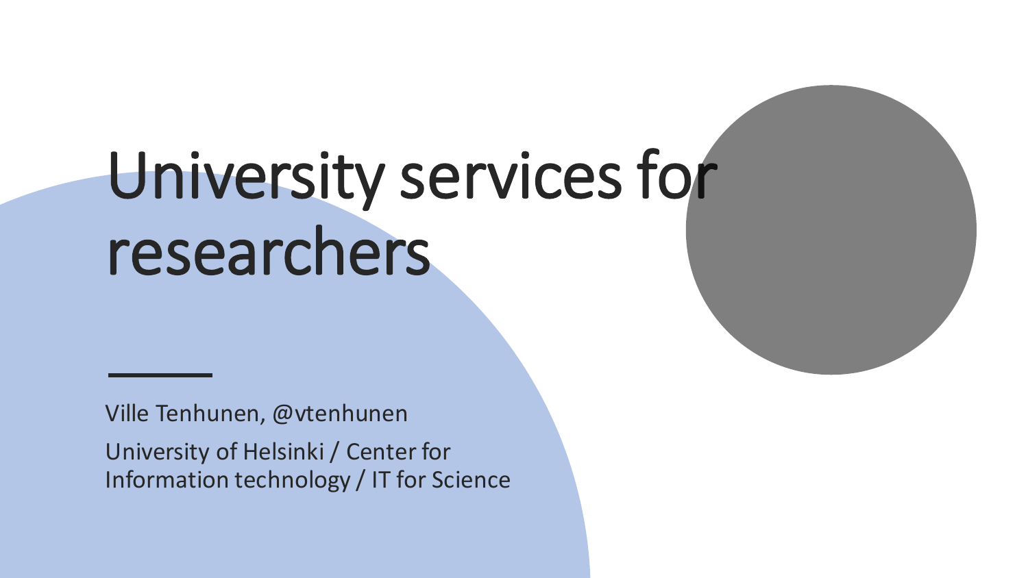# University services for researchers

Ville Tenhunen, @vtenhunen

University of Helsinki / Center for Information technology / IT for Science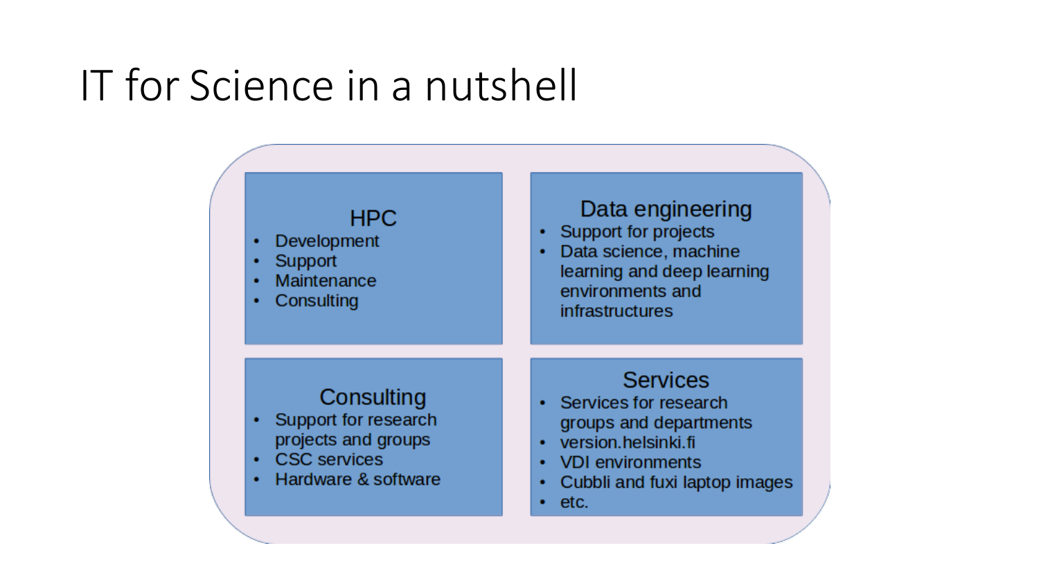# IT for Science in a nutshell

### HPC

- Development
- Support
- Maintenance
- Consulting

### Data engineering

- Support for projects
- Data science, machine learning and deep learning environments and infrastructures

### Consulting

- Support for research projects and groups
- CSC services
- Hardware & software

### Services

- Services for research groups and departments
- version.helsinki.fi
- VDI environments
- Cubbli and fuxi laptop images
- etc.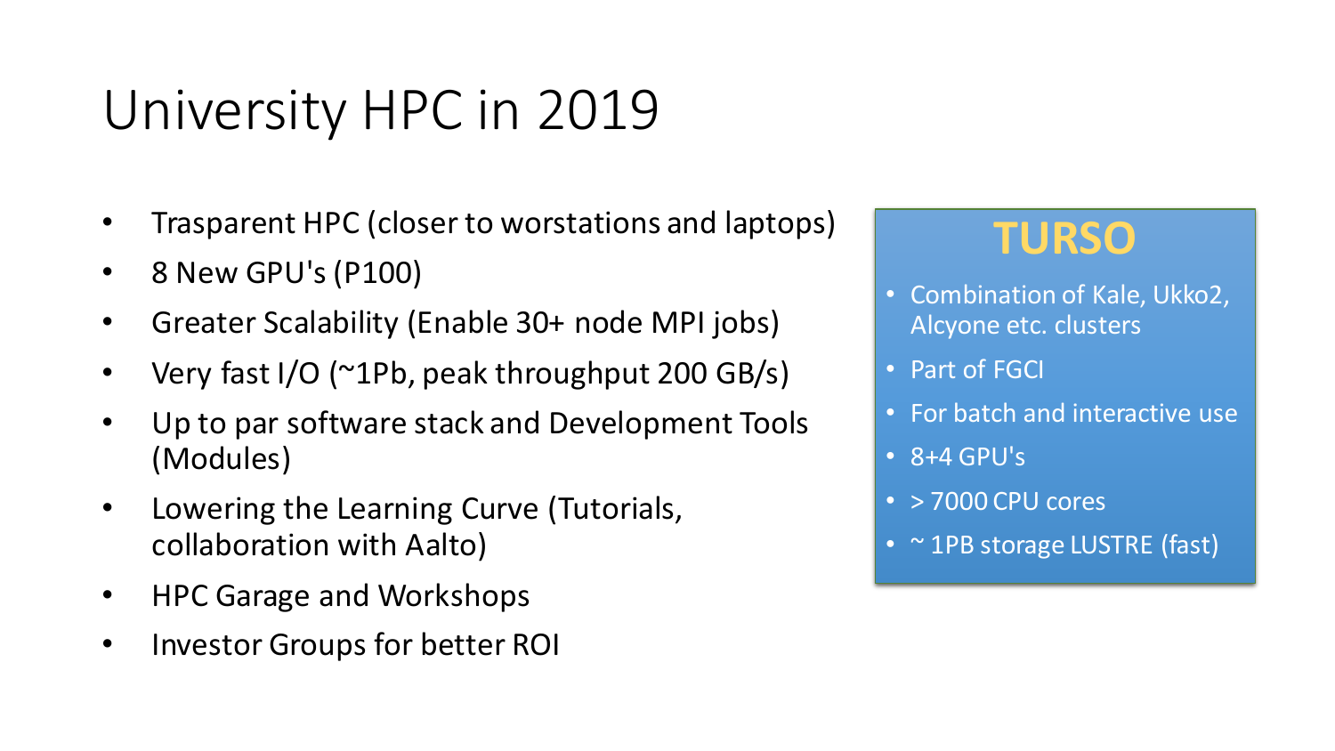# University HPC in 2019

- Trasparent HPC (closer to worstations and laptops)
- 8 New GPU's (P100)
- Greater Scalability (Enable 30+ node MPI jobs)
- Very fast I/O (~1Pb, peak throughput 200 GB/s)
- Up to par software stack and Development Tools (Modules)
- Lowering the Learning Curve (Tutorials, collaboration with Aalto)
- HPC Garage and Workshops
- Investor Groups for better ROI

## TURSO

- Combination of Kale, Ukko2, Alcyone etc. clusters
- Part of FGCI
- For batch and interactive use
- 8+4 GPU's
- > 7000 CPU cores
- ~ 1PB storage LUSTRE (fast)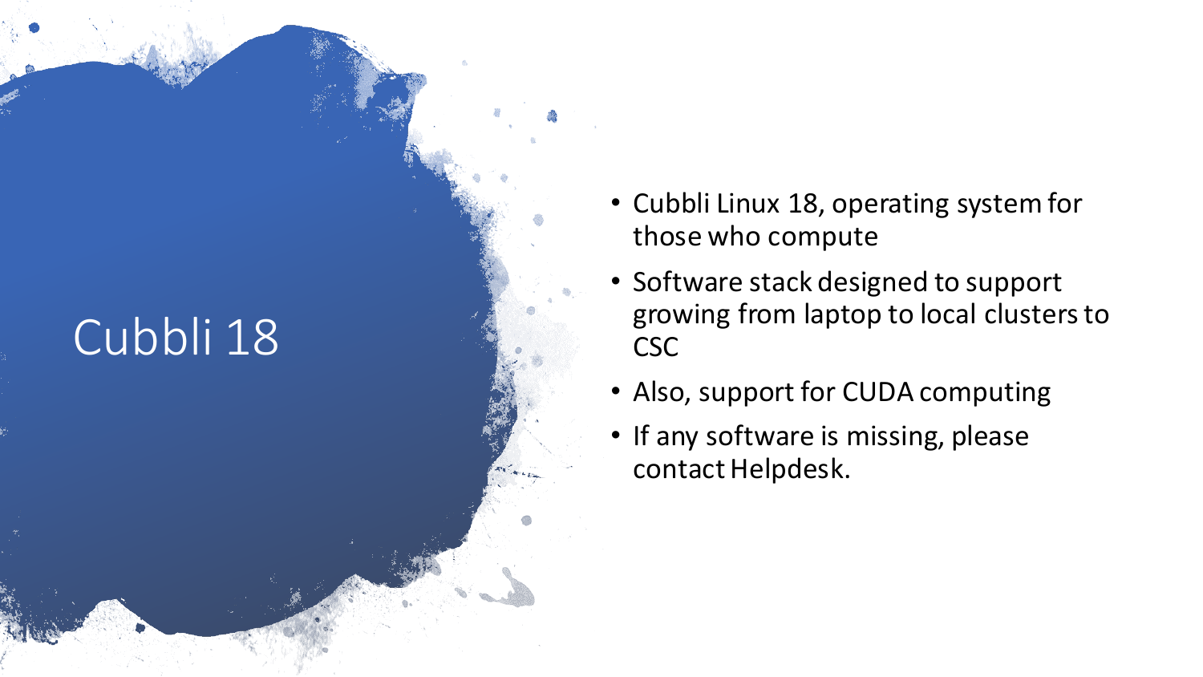# Cubbli 18

- Cubbli Linux 18, operating system for those who compute
- Software stack designed to support growing from laptop to local clusters to CSC
- Also, support for CUDA computing
- If any software is missing, please contact Helpdesk.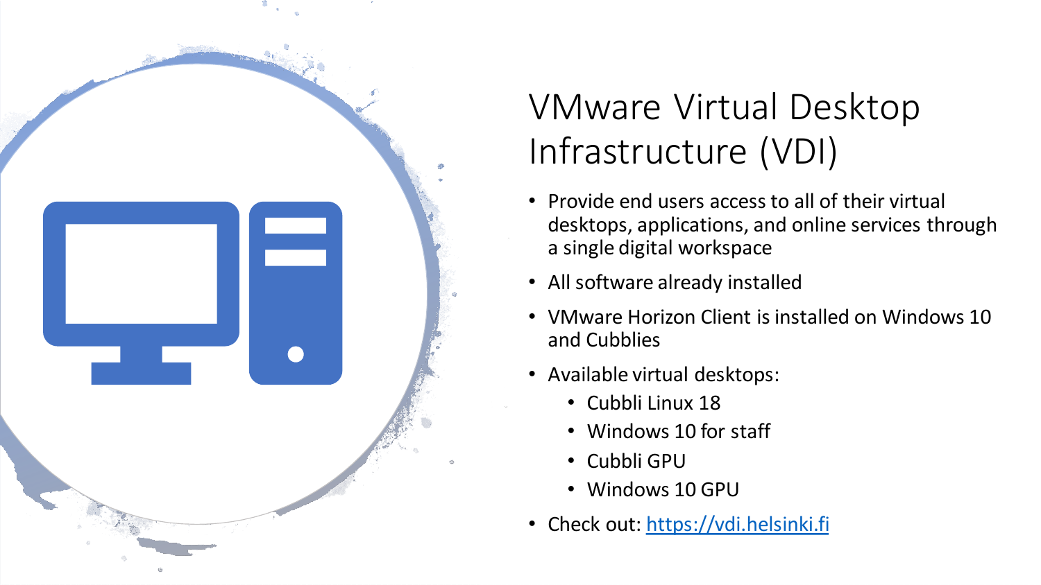# VMware Virtual Desktop Infrastructure (VDI)

- Provide end users access to all of their virtual desktops, applications, and online services through a single digital workspace
- All software already installed
- VMware Horizon Client is installed on Windows 10 and Cubblies
- Available virtual desktops:
  - Cubbli Linux 18
  - Windows 10 for staff
  - Cubbli GPU
  - Windows 10 GPU
- Check out: [https://vdi.helsinki.fi](https://vdi.helsinki.fi)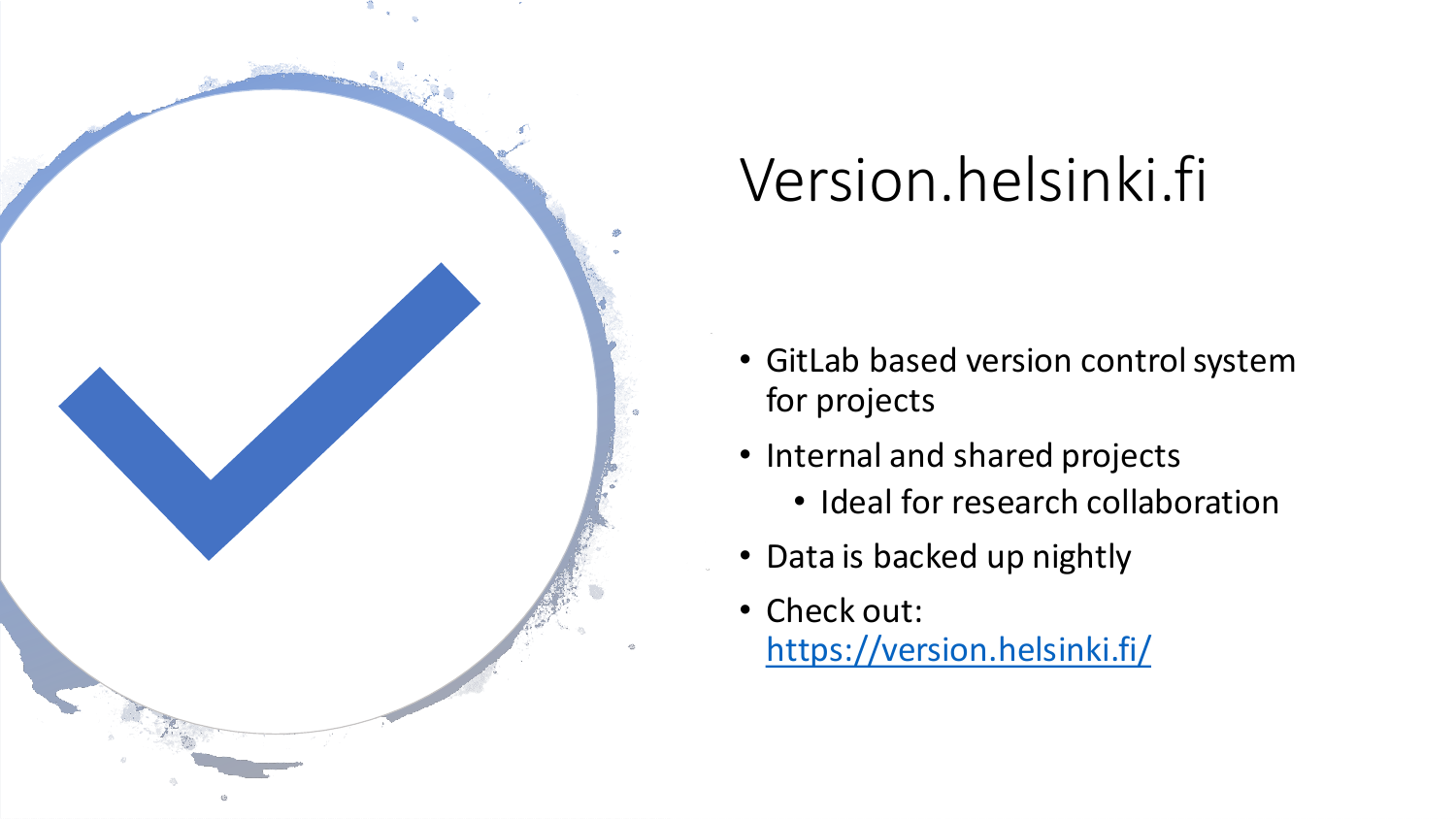# Version.helsinki.fi

- GitLab based version control system for projects
- Internal and shared projects
  - Ideal for research collaboration
- Data is backed up nightly
- Check out: [https://version.helsinki.fi/](https://version.helsinki.fi/)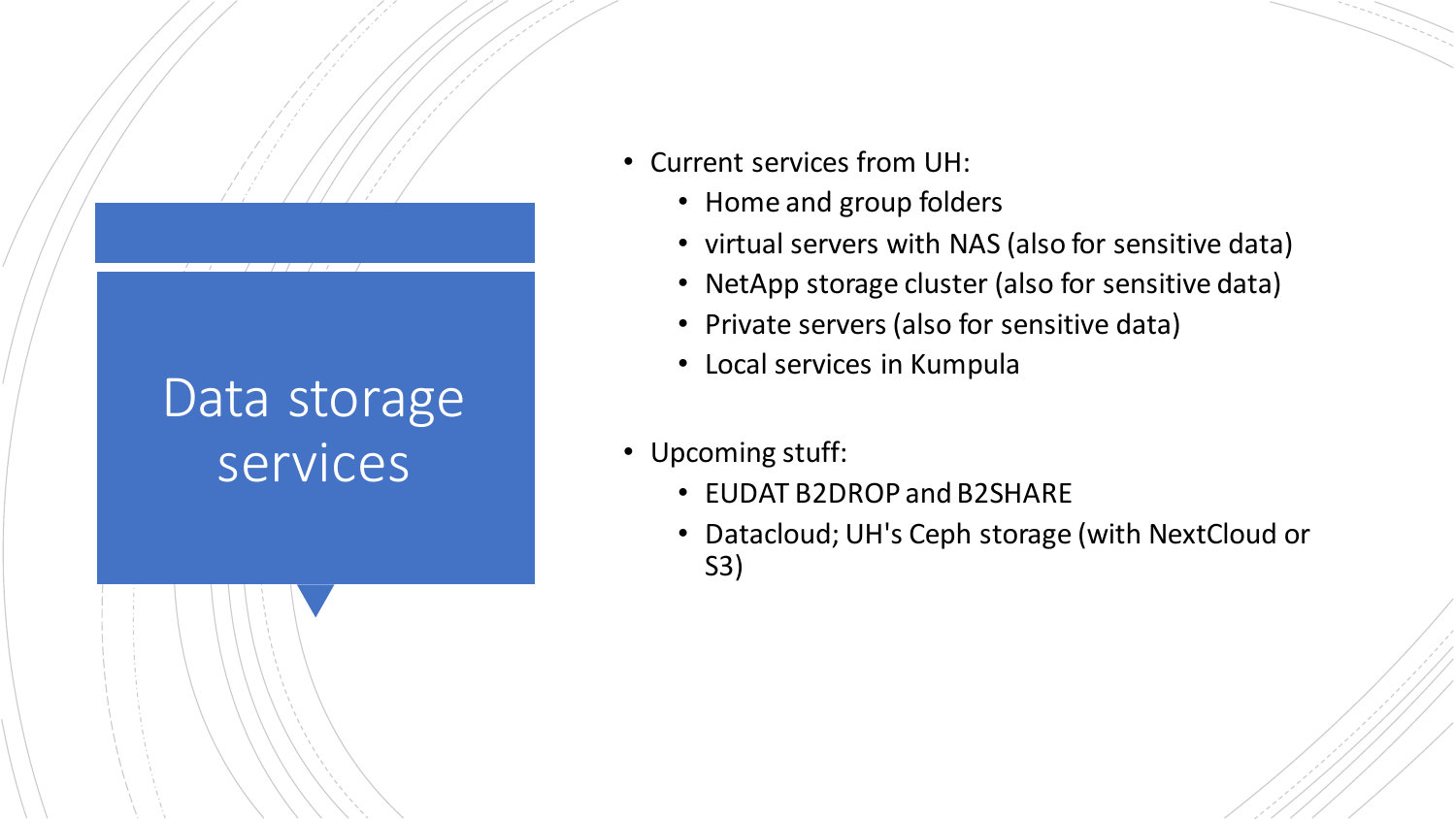# Data storage services

- Current services from UH:
  - Home and group folders
  - virtual servers with NAS (also for sensitive data)
  - NetApp storage cluster (also for sensitive data)
  - Private servers (also for sensitive data)
  - Local services in Kumpula

- Upcoming stuff:
  - EUDAT B2DROP and B2SHARE
  - Datacloud; UH's Ceph storage (with NextCloud or S3)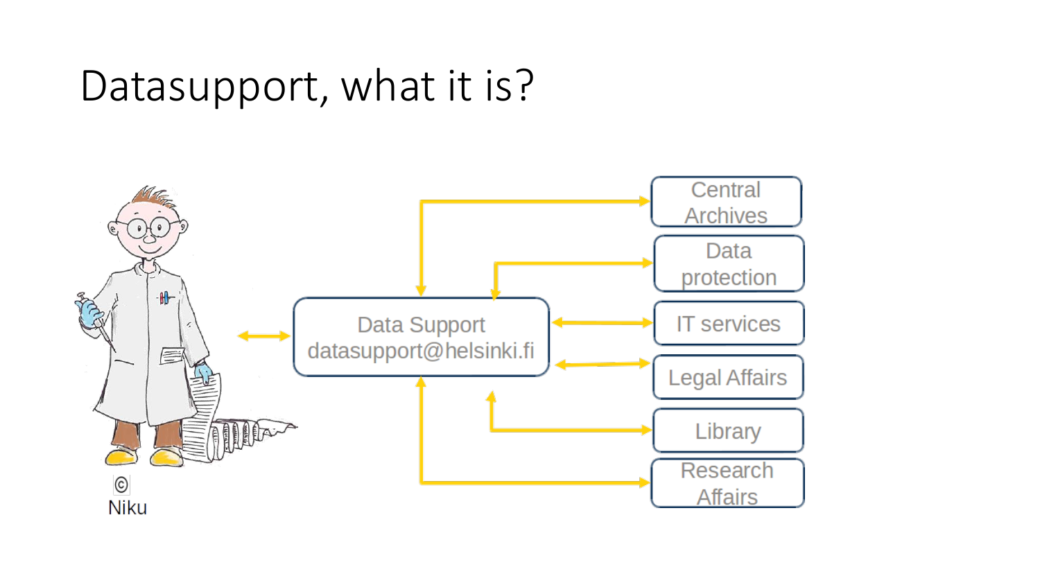# Datasupport, what it is?

Data Support
datasupport@helsinki.fi

Central Archives

Data protection

IT services

Legal Affairs

Library

Research Affairs

© Niku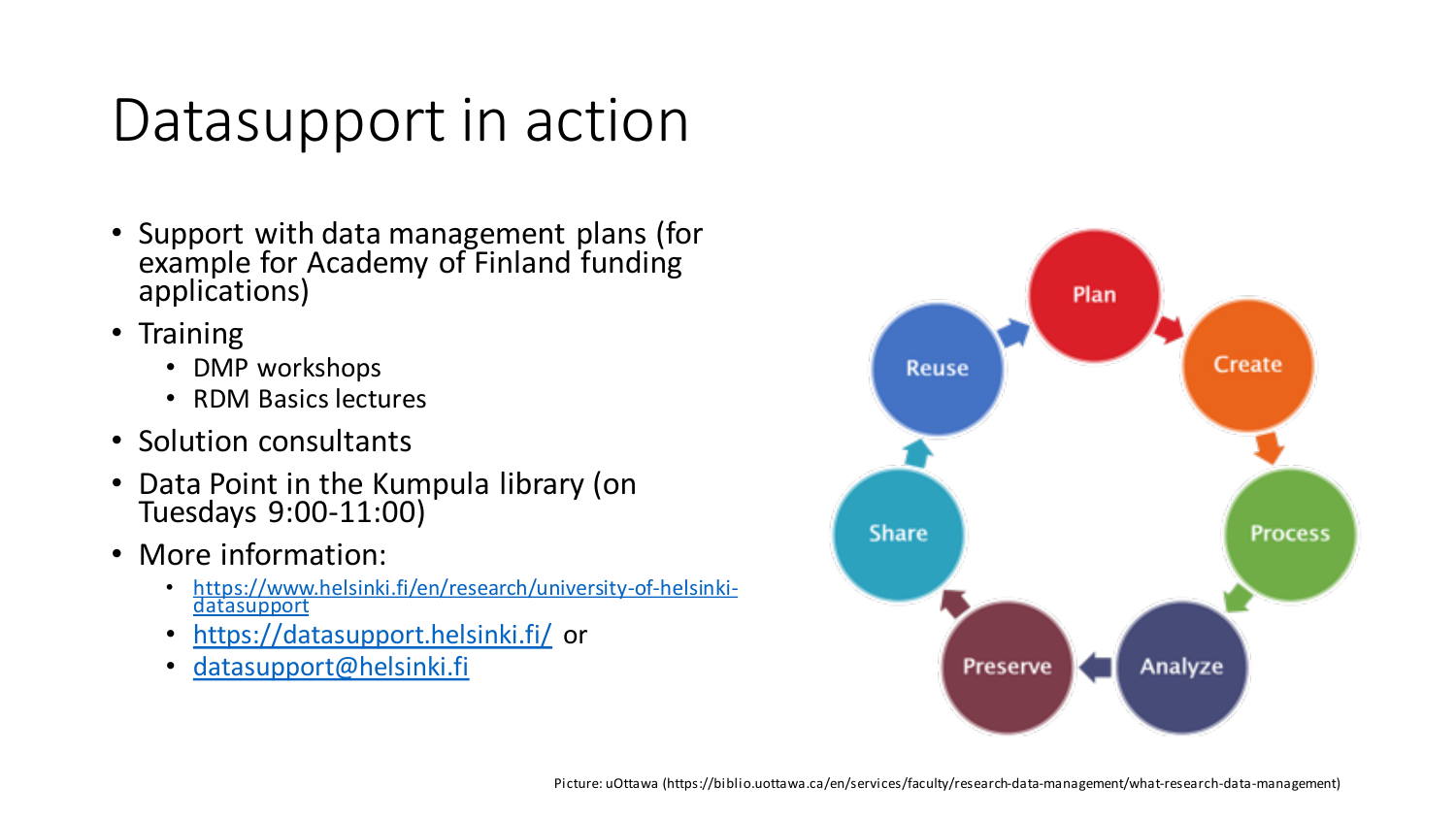# Datasupport in action

- Support with data management plans (for example for Academy of Finland funding applications)
- Training
  - DMP workshops
  - RDM Basics lectures
- Solution consultants
- Data Point in the Kumpula library (on Tuesdays 9:00-11:00)
- More information:
  - [https://www.helsinki.fi/en/research/university-of-helsinki-datasupport](https://www.helsinki.fi/en/research/university-of-helsinki-datasupport)
  - [https://datasupport.helsinki.fi/](https://datasupport.helsinki.fi/) or
  - [datasupport@helsinki.fi](mailto:datasupport@helsinki.fi)

Plan → Create → Process → Analyze → Preserve → Share → Reuse

Picture: uOttawa (https://biblio.uottawa.ca/en/services/faculty/research-data-management/what-research-data-management)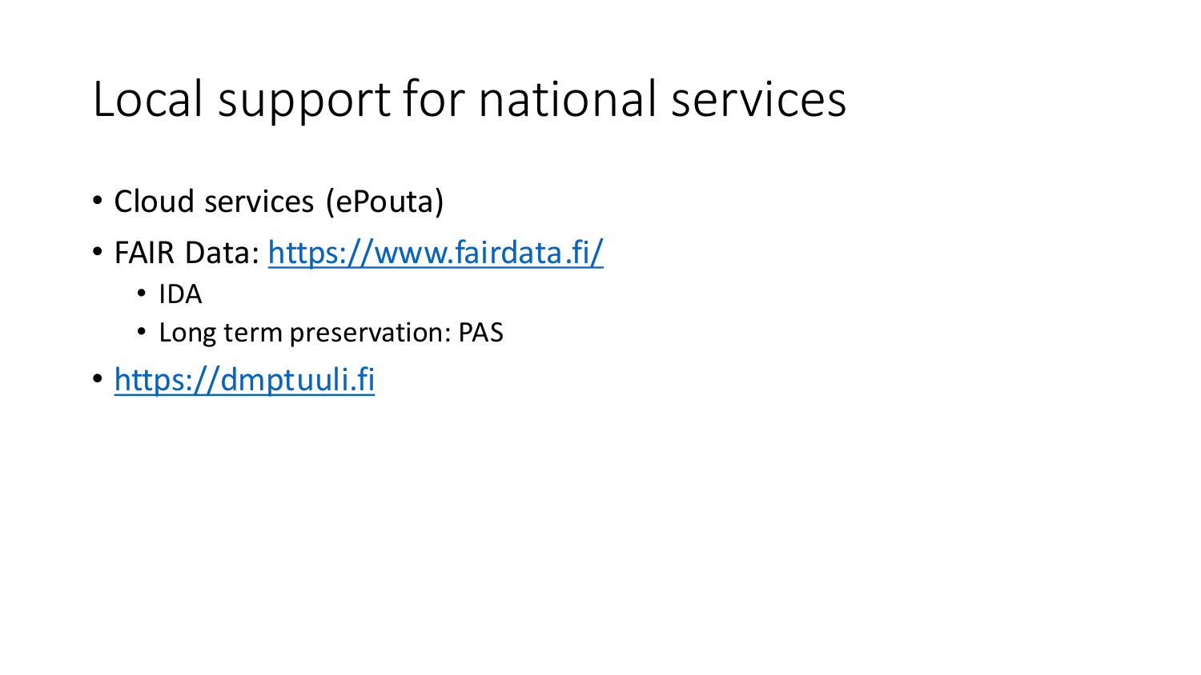# Local support for national services

- Cloud services (ePouta)
- FAIR Data: https://www.fairdata.fi/
  - IDA
  - Long term preservation: PAS
- https://dmptuuli.fi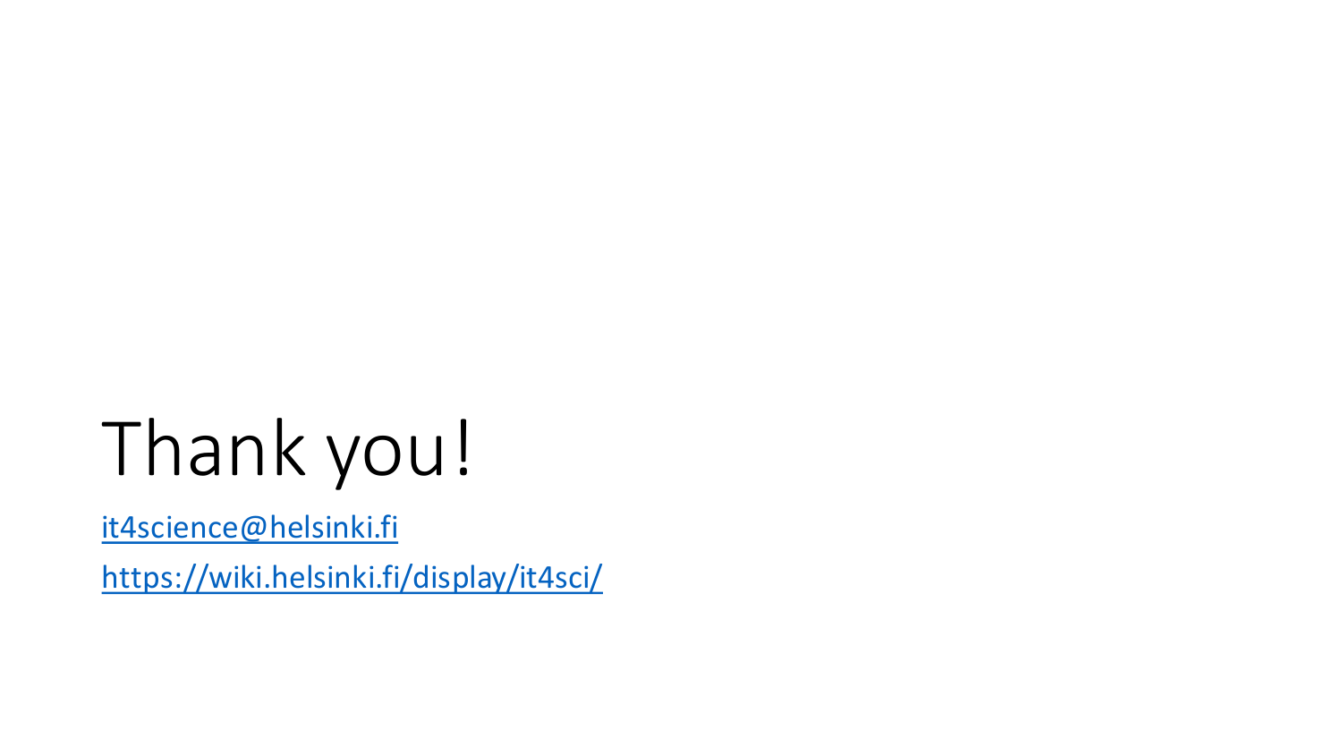# Thank you!

[it4science@helsinki.fi](mailto:it4science@helsinki.fi)

[https://wiki.helsinki.fi/display/it4sci/](https://wiki.helsinki.fi/display/it4sci/)